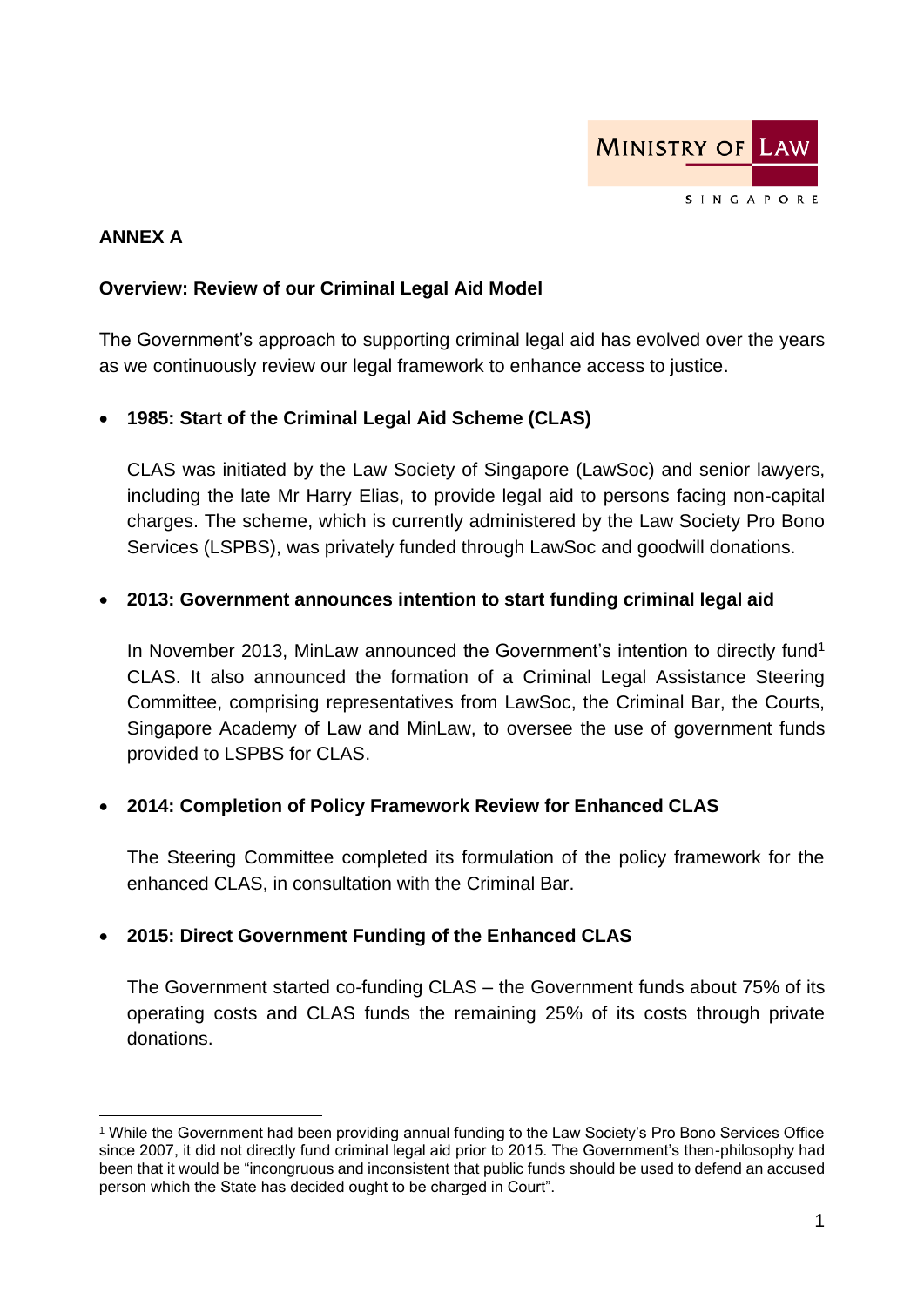## ANNEX A

### Overview: Review of our Criminal Legal Aid Model

The Government's approach to supporting criminal legal aid has evolved over the years as we continuously review our legal framework to enhance access to justice.

- **1985: Start of the Criminal Legal Aid Scheme (CLAS)**

  CLAS was initiated by the Law Society of Singapore (LawSoc) and senior lawyers, including the late Mr Harry Elias, to provide legal aid to persons facing non-capital charges. The scheme, which is currently administered by the Law Society Pro Bono Services (LSPBS), was privately funded through LawSoc and goodwill donations.

- **2013: Government announces intention to start funding criminal legal aid**

  In November 2013, MinLaw announced the Government's intention to directly fund[1] CLAS. It also announced the formation of a Criminal Legal Assistance Steering Committee, comprising representatives from LawSoc, the Criminal Bar, the Courts, Singapore Academy of Law and MinLaw, to oversee the use of government funds provided to LSPBS for CLAS.

- **2014: Completion of Policy Framework Review for Enhanced CLAS**

  The Steering Committee completed its formulation of the policy framework for the enhanced CLAS, in consultation with the Criminal Bar.

- **2015: Direct Government Funding of the Enhanced CLAS**

  The Government started co-funding CLAS – the Government funds about 75% of its operating costs and CLAS funds the remaining 25% of its costs through private donations.

---

[1] While the Government had been providing annual funding to the Law Society's Pro Bono Services Office since 2007, it did not directly fund criminal legal aid prior to 2015. The Government's then-philosophy had been that it would be "incongruous and inconsistent that public funds should be used to defend an accused person which the State has decided ought to be charged in Court".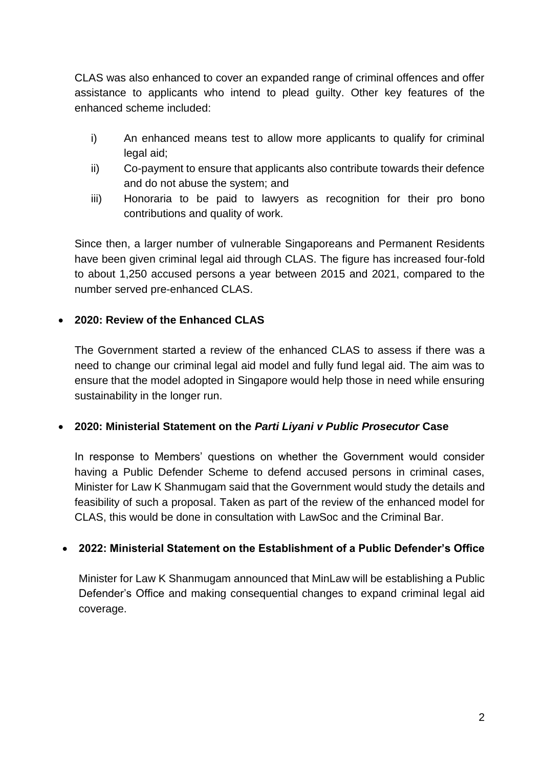CLAS was also enhanced to cover an expanded range of criminal offences and offer assistance to applicants who intend to plead guilty. Other key features of the enhanced scheme included:

i) An enhanced means test to allow more applicants to qualify for criminal legal aid;
ii) Co-payment to ensure that applicants also contribute towards their defence and do not abuse the system; and
iii) Honoraria to be paid to lawyers as recognition for their pro bono contributions and quality of work.

Since then, a larger number of vulnerable Singaporeans and Permanent Residents have been given criminal legal aid through CLAS. The figure has increased four-fold to about 1,250 accused persons a year between 2015 and 2021, compared to the number served pre-enhanced CLAS.

- **2020: Review of the Enhanced CLAS**

  The Government started a review of the enhanced CLAS to assess if there was a need to change our criminal legal aid model and fully fund legal aid. The aim was to ensure that the model adopted in Singapore would help those in need while ensuring sustainability in the longer run.

- **2020: Ministerial Statement on the *Parti Liyani v Public Prosecutor* Case**

  In response to Members' questions on whether the Government would consider having a Public Defender Scheme to defend accused persons in criminal cases, Minister for Law K Shanmugam said that the Government would study the details and feasibility of such a proposal. Taken as part of the review of the enhanced model for CLAS, this would be done in consultation with LawSoc and the Criminal Bar.

- **2022: Ministerial Statement on the Establishment of a Public Defender's Office**

  Minister for Law K Shanmugam announced that MinLaw will be establishing a Public Defender's Office and making consequential changes to expand criminal legal aid coverage.